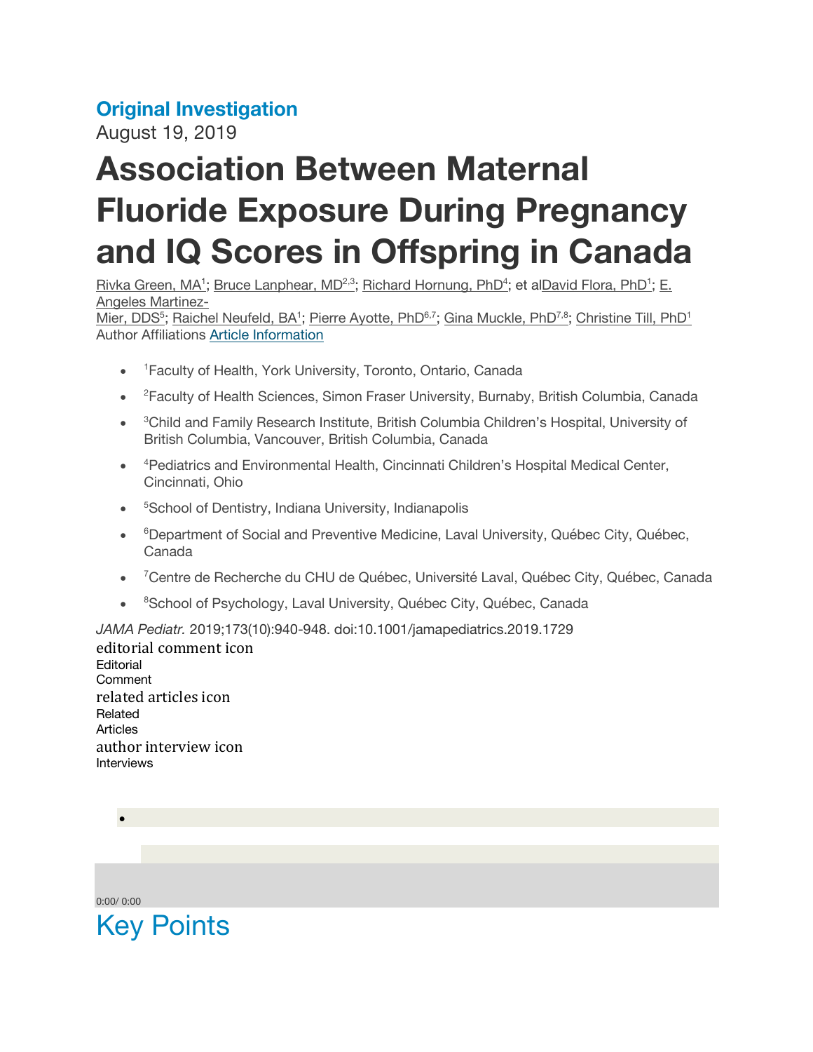## Original Investigation

August 19, 2019

# Association Between Maternal Fluoride Exposure During Pregnancy and IQ Scores in Offspring in Canada

Rivka Green, MA[1]; Bruce Lanphear, MD[2,3]; Richard Hornung, PhD[4]; et alDavid Flora, PhD[1]; E. Angeles Martinez-Mier, DDS[5]; Raichel Neufeld, BA[1]; Pierre Ayotte, PhD[6,7]; Gina Muckle, PhD[7,8]; Christine Till, PhD[1]

Author Affiliations Article Information

- [1]Faculty of Health, York University, Toronto, Ontario, Canada
- [2]Faculty of Health Sciences, Simon Fraser University, Burnaby, British Columbia, Canada
- [3]Child and Family Research Institute, British Columbia Children's Hospital, University of British Columbia, Vancouver, British Columbia, Canada
- [4]Pediatrics and Environmental Health, Cincinnati Children's Hospital Medical Center, Cincinnati, Ohio
- [5]School of Dentistry, Indiana University, Indianapolis
- [6]Department of Social and Preventive Medicine, Laval University, Québec City, Québec, Canada
- [7]Centre de Recherche du CHU de Québec, Université Laval, Québec City, Québec, Canada
- [8]School of Psychology, Laval University, Québec City, Québec, Canada

*JAMA Pediatr.* 2019;173(10):940-948. doi:10.1001/jamapediatrics.2019.1729

editorial comment icon
Editorial
Comment
related articles icon
Related
Articles
author interview icon
Interviews

0:00/ 0:00

## Key Points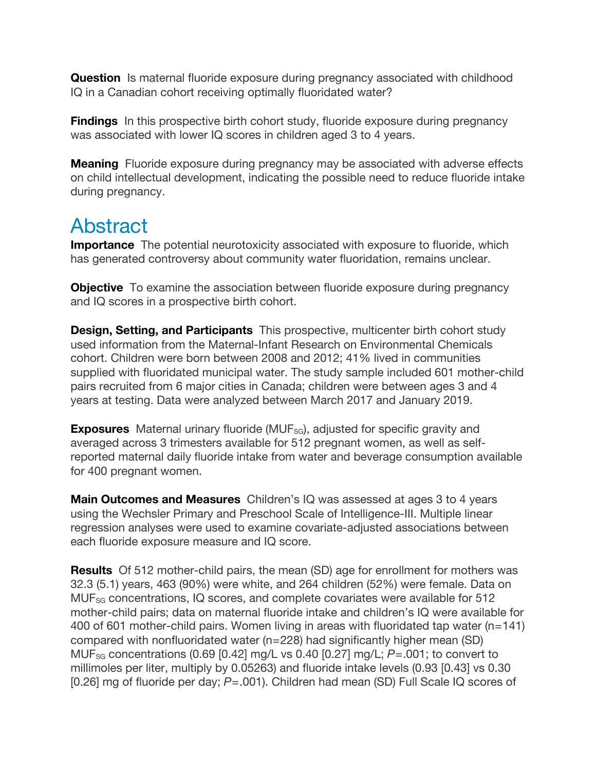**Question** Is maternal fluoride exposure during pregnancy associated with childhood IQ in a Canadian cohort receiving optimally fluoridated water?

**Findings** In this prospective birth cohort study, fluoride exposure during pregnancy was associated with lower IQ scores in children aged 3 to 4 years.

**Meaning** Fluoride exposure during pregnancy may be associated with adverse effects on child intellectual development, indicating the possible need to reduce fluoride intake during pregnancy.

## Abstract

**Importance** The potential neurotoxicity associated with exposure to fluoride, which has generated controversy about community water fluoridation, remains unclear.

**Objective** To examine the association between fluoride exposure during pregnancy and IQ scores in a prospective birth cohort.

**Design, Setting, and Participants** This prospective, multicenter birth cohort study used information from the Maternal-Infant Research on Environmental Chemicals cohort. Children were born between 2008 and 2012; 41% lived in communities supplied with fluoridated municipal water. The study sample included 601 mother-child pairs recruited from 6 major cities in Canada; children were between ages 3 and 4 years at testing. Data were analyzed between March 2017 and January 2019.

**Exposures** Maternal urinary fluoride ($MUF_{SG}$), adjusted for specific gravity and averaged across 3 trimesters available for 512 pregnant women, as well as self-reported maternal daily fluoride intake from water and beverage consumption available for 400 pregnant women.

**Main Outcomes and Measures** Children's IQ was assessed at ages 3 to 4 years using the Wechsler Primary and Preschool Scale of Intelligence-III. Multiple linear regression analyses were used to examine covariate-adjusted associations between each fluoride exposure measure and IQ score.

**Results** Of 512 mother-child pairs, the mean (SD) age for enrollment for mothers was 32.3 (5.1) years, 463 (90%) were white, and 264 children (52%) were female. Data on $MUF_{SG}$ concentrations, IQ scores, and complete covariates were available for 512 mother-child pairs; data on maternal fluoride intake and children's IQ were available for 400 of 601 mother-child pairs. Women living in areas with fluoridated tap water (n=141) compared with nonfluoridated water (n=228) had significantly higher mean (SD) $MUF_{SG}$ concentrations (0.69 [0.42] mg/L vs 0.40 [0.27] mg/L; $P$=.001; to convert to millimoles per liter, multiply by 0.05263) and fluoride intake levels (0.93 [0.43] vs 0.30 [0.26] mg of fluoride per day; $P$=.001). Children had mean (SD) Full Scale IQ scores of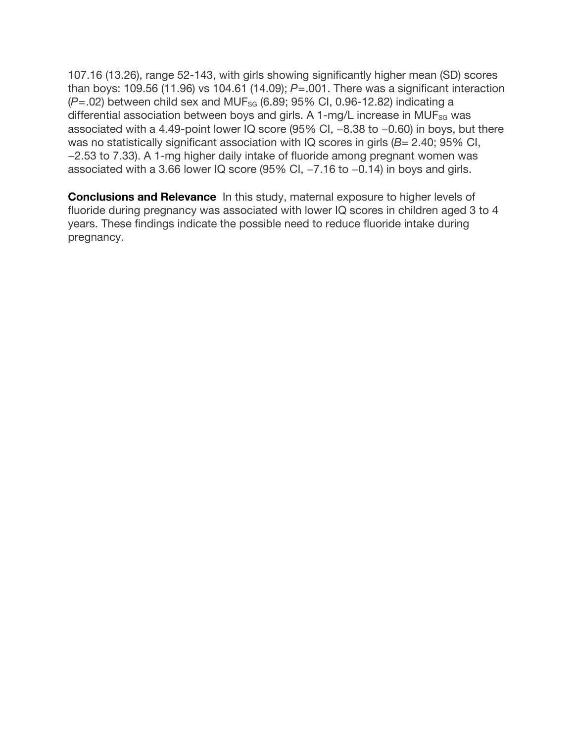107.16 (13.26), range 52-143, with girls showing significantly higher mean (SD) scores than boys: 109.56 (11.96) vs 104.61 (14.09); $P = .001$. There was a significant interaction ($P = .02$) between child sex and $MUF_{SG}$ (6.89; 95% CI, 0.96-12.82) indicating a differential association between boys and girls. A 1-mg/L increase in $MUF_{SG}$ was associated with a 4.49-point lower IQ score (95% CI, −8.38 to −0.60) in boys, but there was no statistically significant association with IQ scores in girls ($B = 2.40$; 95% CI, −2.53 to 7.33). A 1-mg higher daily intake of fluoride among pregnant women was associated with a 3.66 lower IQ score (95% CI, −7.16 to −0.14) in boys and girls.

**Conclusions and Relevance** In this study, maternal exposure to higher levels of fluoride during pregnancy was associated with lower IQ scores in children aged 3 to 4 years. These findings indicate the possible need to reduce fluoride intake during pregnancy.